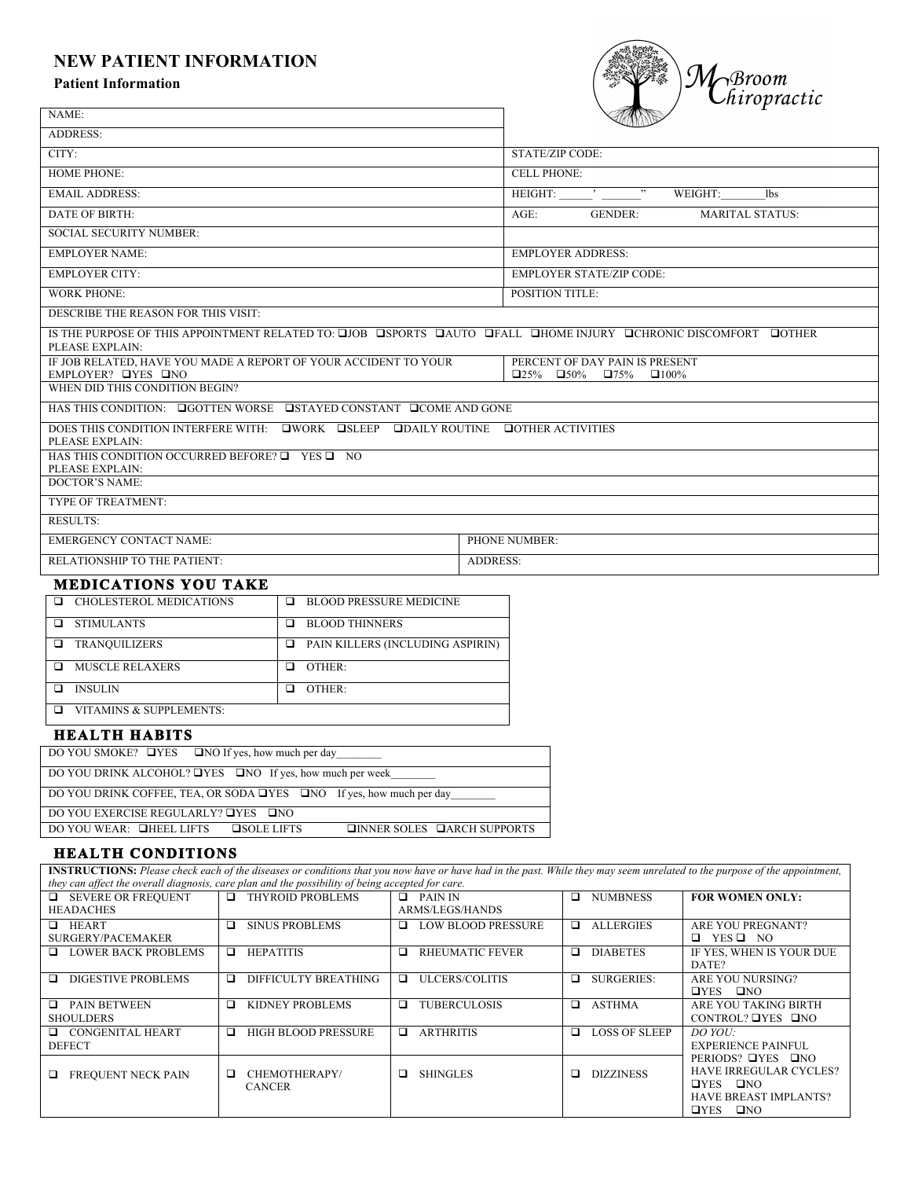# NEW PATIENT INFORMATION

**Patient Information**

McBroom Chiropractic

| | |
|---|---|
| NAME: | |
| ADDRESS: | |
| CITY: | STATE/ZIP CODE: |
| HOME PHONE: | CELL PHONE: |
| EMAIL ADDRESS: | HEIGHT: ______' ______" WEIGHT:________lbs |
| DATE OF BIRTH: | AGE: GENDER: MARITAL STATUS: |
| SOCIAL SECURITY NUMBER: | |
| EMPLOYER NAME: | EMPLOYER ADDRESS: |
| EMPLOYER CITY: | EMPLOYER STATE/ZIP CODE: |
| WORK PHONE: | POSITION TITLE: |
| DESCRIBE THE REASON FOR THIS VISIT: | |
| IS THE PURPOSE OF THIS APPOINTMENT RELATED TO: ❑JOB ❑SPORTS ❑AUTO ❑FALL ❑HOME INJURY ❑CHRONIC DISCOMFORT ❑OTHER<br>PLEASE EXPLAIN: | |
| IF JOB RELATED, HAVE YOU MADE A REPORT OF YOUR ACCIDENT TO YOUR EMPLOYER? ❑YES ❑NO | PERCENT OF DAY PAIN IS PRESENT<br>❑25% ❑50% ❑75% ❑100% |
| WHEN DID THIS CONDITION BEGIN? | |
| HAS THIS CONDITION: ❑GOTTEN WORSE ❑STAYED CONSTANT ❑COME AND GONE | |
| DOES THIS CONDITION INTERFERE WITH: ❑WORK ❑SLEEP ❑DAILY ROUTINE ❑OTHER ACTIVITIES<br>PLEASE EXPLAIN: | |
| HAS THIS CONDITION OCCURRED BEFORE? ❑ YES ❑ NO<br>PLEASE EXPLAIN: | |
| DOCTOR'S NAME: | |
| TYPE OF TREATMENT: | |
| RESULTS: | |
| EMERGENCY CONTACT NAME: | PHONE NUMBER: |
| RELATIONSHIP TO THE PATIENT: | ADDRESS: |

## MEDICATIONS YOU TAKE

| | |
|---|---|
| ❑ CHOLESTEROL MEDICATIONS | ❑ BLOOD PRESSURE MEDICINE |
| ❑ STIMULANTS | ❑ BLOOD THINNERS |
| ❑ TRANQUILIZERS | ❑ PAIN KILLERS (INCLUDING ASPIRIN) |
| ❑ MUSCLE RELAXERS | ❑ OTHER: |
| ❑ INSULIN | ❑ OTHER: |
| ❑ VITAMINS & SUPPLEMENTS: | |

## HEALTH HABITS

| |
|---|
| DO YOU SMOKE? ❑YES ❑NO If yes, how much per day________ |
| DO YOU DRINK ALCOHOL? ❑YES ❑NO If yes, how much per week________ |
| DO YOU DRINK COFFEE, TEA, OR SODA ❑YES ❑NO If yes, how much per day________ |
| DO YOU EXERCISE REGULARLY? ❑YES ❑NO |
| DO YOU WEAR: ❑HEEL LIFTS ❑SOLE LIFTS ❑INNER SOLES ❑ARCH SUPPORTS |

## HEALTH CONDITIONS

**INSTRUCTIONS:** *Please check each of the diseases or conditions that you now have or have had in the past. While they may seem unrelated to the purpose of the appointment, they can affect the overall diagnosis, care plan and the possibility of being accepted for care.*

| | | | | |
|---|---|---|---|---|
| ❑ SEVERE OR FREQUENT HEADACHES | ❑ THYROID PROBLEMS | ❑ PAIN IN ARMS/LEGS/HANDS | ❑ NUMBNESS | **FOR WOMEN ONLY:** |
| ❑ HEART SURGERY/PACEMAKER | ❑ SINUS PROBLEMS | ❑ LOW BLOOD PRESSURE | ❑ ALLERGIES | ARE YOU PREGNANT? ❑ YES ❑ NO |
| ❑ LOWER BACK PROBLEMS | ❑ HEPATITIS | ❑ RHEUMATIC FEVER | ❑ DIABETES | IF YES, WHEN IS YOUR DUE DATE? |
| ❑ DIGESTIVE PROBLEMS | ❑ DIFFICULTY BREATHING | ❑ ULCERS/COLITIS | ❑ SURGERIES: | ARE YOU NURSING? ❑YES ❑NO |
| ❑ PAIN BETWEEN SHOULDERS | ❑ KIDNEY PROBLEMS | ❑ TUBERCULOSIS | ❑ ASTHMA | ARE YOU TAKING BIRTH CONTROL? ❑YES ❑NO |
| ❑ CONGENITAL HEART DEFECT | ❑ HIGH BLOOD PRESSURE | ❑ ARTHRITIS | ❑ LOSS OF SLEEP | *DO YOU:* EXPERIENCE PAINFUL PERIODS? ❑YES ❑NO |
| ❑ FREQUENT NECK PAIN | ❑ CHEMOTHERAPY/ CANCER | ❑ SHINGLES | ❑ DIZZINESS | HAVE IRREGULAR CYCLES? ❑YES ❑NO<br>HAVE BREAST IMPLANTS? ❑YES ❑NO |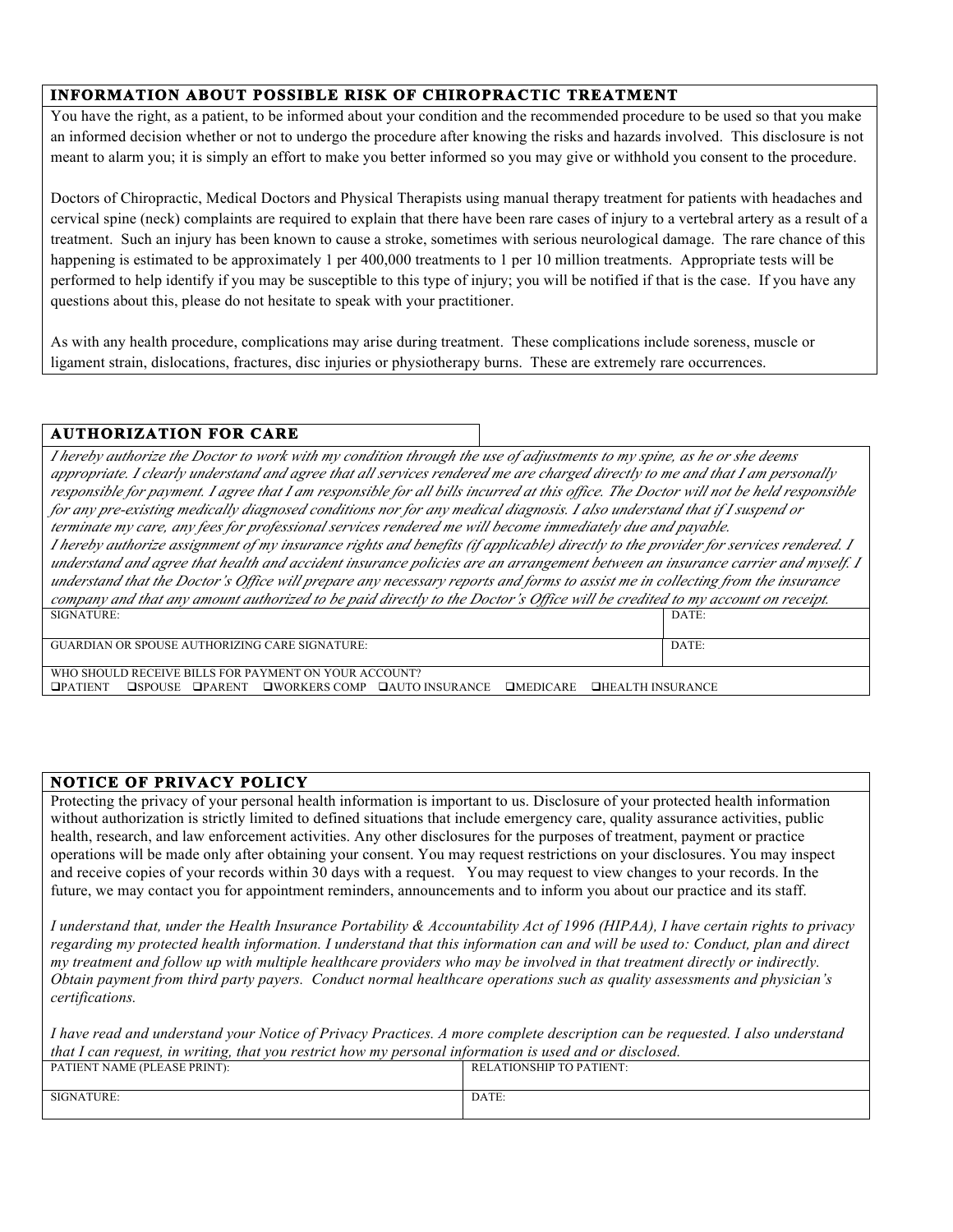## INFORMATION ABOUT POSSIBLE RISK OF CHIROPRACTIC TREATMENT

You have the right, as a patient, to be informed about your condition and the recommended procedure to be used so that you make an informed decision whether or not to undergo the procedure after knowing the risks and hazards involved. This disclosure is not meant to alarm you; it is simply an effort to make you better informed so you may give or withhold you consent to the procedure.

Doctors of Chiropractic, Medical Doctors and Physical Therapists using manual therapy treatment for patients with headaches and cervical spine (neck) complaints are required to explain that there have been rare cases of injury to a vertebral artery as a result of a treatment. Such an injury has been known to cause a stroke, sometimes with serious neurological damage. The rare chance of this happening is estimated to be approximately 1 per 400,000 treatments to 1 per 10 million treatments. Appropriate tests will be performed to help identify if you may be susceptible to this type of injury; you will be notified if that is the case. If you have any questions about this, please do not hesitate to speak with your practitioner.

As with any health procedure, complications may arise during treatment. These complications include soreness, muscle or ligament strain, dislocations, fractures, disc injuries or physiotherapy burns. These are extremely rare occurrences.

## AUTHORIZATION FOR CARE

*I hereby authorize the Doctor to work with my condition through the use of adjustments to my spine, as he or she deems appropriate. I clearly understand and agree that all services rendered me are charged directly to me and that I am personally responsible for payment. I agree that I am responsible for all bills incurred at this office. The Doctor will not be held responsible for any pre-existing medically diagnosed conditions nor for any medical diagnosis. I also understand that if I suspend or terminate my care, any fees for professional services rendered me will become immediately due and payable.*
*I hereby authorize assignment of my insurance rights and benefits (if applicable) directly to the provider for services rendered. I understand and agree that health and accident insurance policies are an arrangement between an insurance carrier and myself. I understand that the Doctor's Office will prepare any necessary reports and forms to assist me in collecting from the insurance company and that any amount authorized to be paid directly to the Doctor's Office will be credited to my account on receipt.*

| | |
|---|---|
| SIGNATURE: | DATE: |
| GUARDIAN OR SPOUSE AUTHORIZING CARE SIGNATURE: | DATE: |

WHO SHOULD RECEIVE BILLS FOR PAYMENT ON YOUR ACCOUNT?
❑PATIENT ❑SPOUSE ❑PARENT ❑WORKERS COMP ❑AUTO INSURANCE ❑MEDICARE ❑HEALTH INSURANCE

## NOTICE OF PRIVACY POLICY

Protecting the privacy of your personal health information is important to us. Disclosure of your protected health information without authorization is strictly limited to defined situations that include emergency care, quality assurance activities, public health, research, and law enforcement activities. Any other disclosures for the purposes of treatment, payment or practice operations will be made only after obtaining your consent. You may request restrictions on your disclosures. You may inspect and receive copies of your records within 30 days with a request. You may request to view changes to your records. In the future, we may contact you for appointment reminders, announcements and to inform you about our practice and its staff.

*I understand that, under the Health Insurance Portability & Accountability Act of 1996 (HIPAA), I have certain rights to privacy regarding my protected health information. I understand that this information can and will be used to: Conduct, plan and direct my treatment and follow up with multiple healthcare providers who may be involved in that treatment directly or indirectly. Obtain payment from third party payers. Conduct normal healthcare operations such as quality assessments and physician's certifications.*

*I have read and understand your Notice of Privacy Practices. A more complete description can be requested. I also understand that I can request, in writing, that you restrict how my personal information is used and or disclosed.*

| | |
|---|---|
| PATIENT NAME (PLEASE PRINT): | RELATIONSHIP TO PATIENT: |
| SIGNATURE: | DATE: |